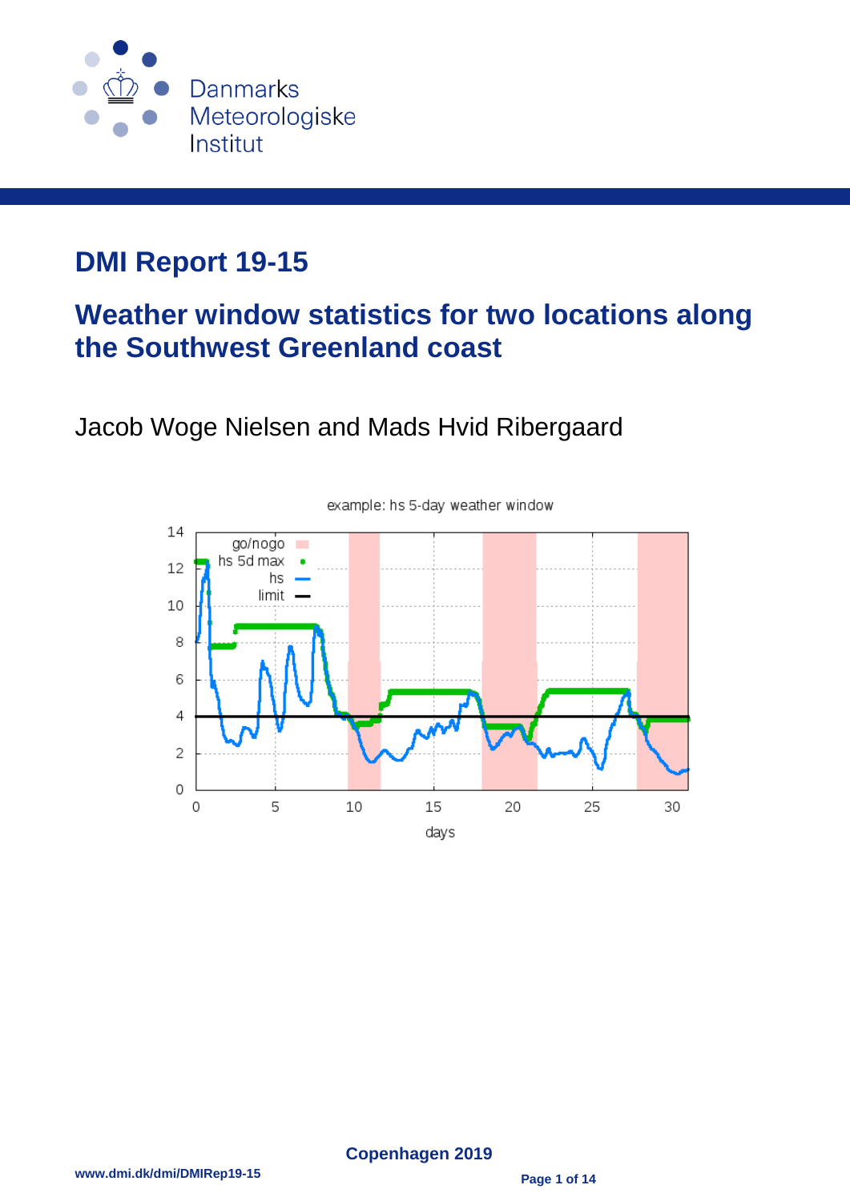Danmarks Meteorologiske Institut

# DMI Report 19-15

## Weather window statistics for two locations along the Southwest Greenland coast

Jacob Woge Nielsen and Mads Hvid Ribergaard

Copenhagen 2019

www.dmi.dk/dmi/DMIRep19-15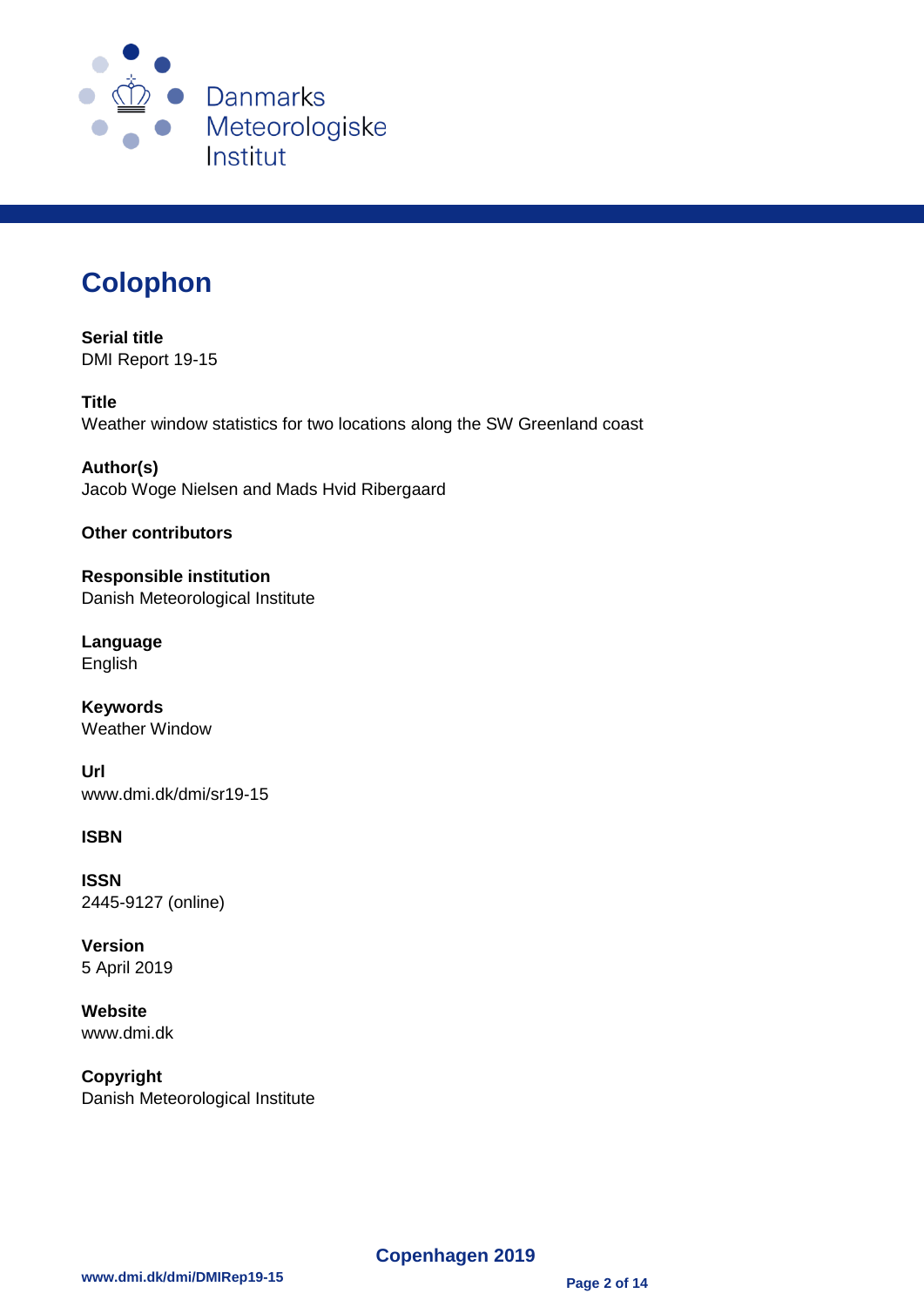# Colophon

**Serial title**
DMI Report 19-15

**Title**
Weather window statistics for two locations along the SW Greenland coast

**Author(s)**
Jacob Woge Nielsen and Mads Hvid Ribergaard

**Other contributors**

**Responsible institution**
Danish Meteorological Institute

**Language**
English

**Keywords**
Weather Window

**Url**
www.dmi.dk/dmi/sr19-15

**ISBN**

**ISSN**
2445-9127 (online)

**Version**
5 April 2019

**Website**
www.dmi.dk

**Copyright**
Danish Meteorological Institute

**Copenhagen 2019**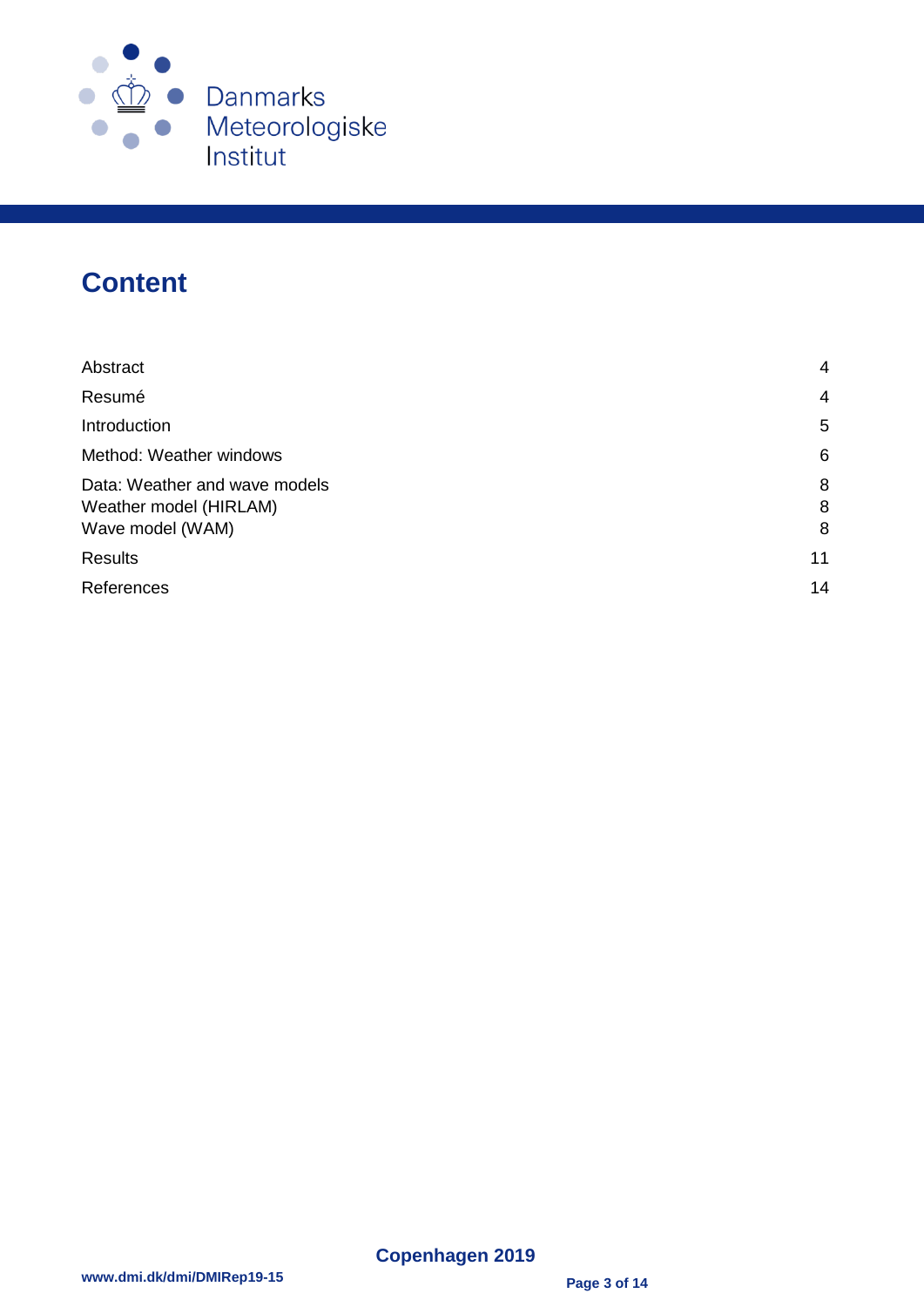# Content

| | |
|---|---|
| Abstract | 4 |
| Resumé | 4 |
| Introduction | 5 |
| Method: Weather windows | 6 |
| Data: Weather and wave models | 8 |
| Weather model (HIRLAM) | 8 |
| Wave model (WAM) | 8 |
| Results | 11 |
| References | 14 |

Copenhagen 2019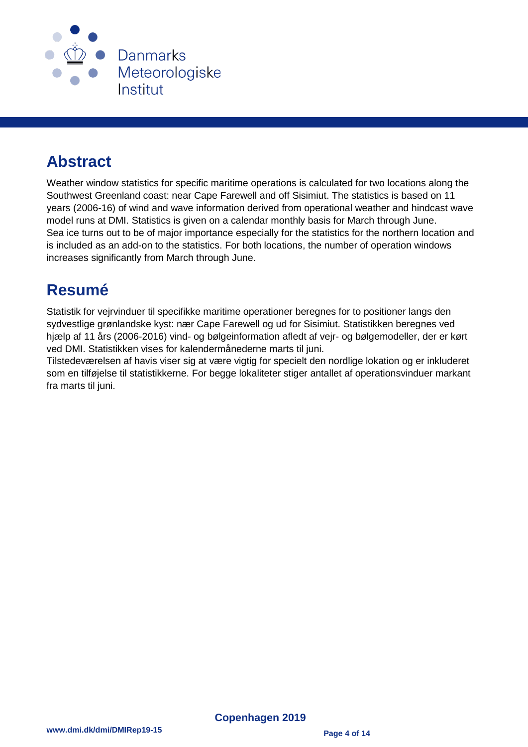## Abstract

Weather window statistics for specific maritime operations is calculated for two locations along the Southwest Greenland coast: near Cape Farewell and off Sisimiut. The statistics is based on 11 years (2006-16) of wind and wave information derived from operational weather and hindcast wave model runs at DMI. Statistics is given on a calendar monthly basis for March through June.
Sea ice turns out to be of major importance especially for the statistics for the northern location and is included as an add-on to the statistics. For both locations, the number of operation windows increases significantly from March through June.

## Resumé

Statistik for vejrvinduer til specifikke maritime operationer beregnes for to positioner langs den sydvestlige grønlandske kyst: nær Cape Farewell og ud for Sisimiut. Statistikken beregnes ved hjælp af 11 års (2006-2016) vind- og bølgeinformation afledt af vejr- og bølgemodeller, der er kørt ved DMI. Statistikken vises for kalendermånederne marts til juni.
Tilstedeværelsen af havis viser sig at være vigtig for specielt den nordlige lokation og er inkluderet som en tilføjelse til statistikkerne. For begge lokaliteter stiger antallet af operationsvinduer markant fra marts til juni.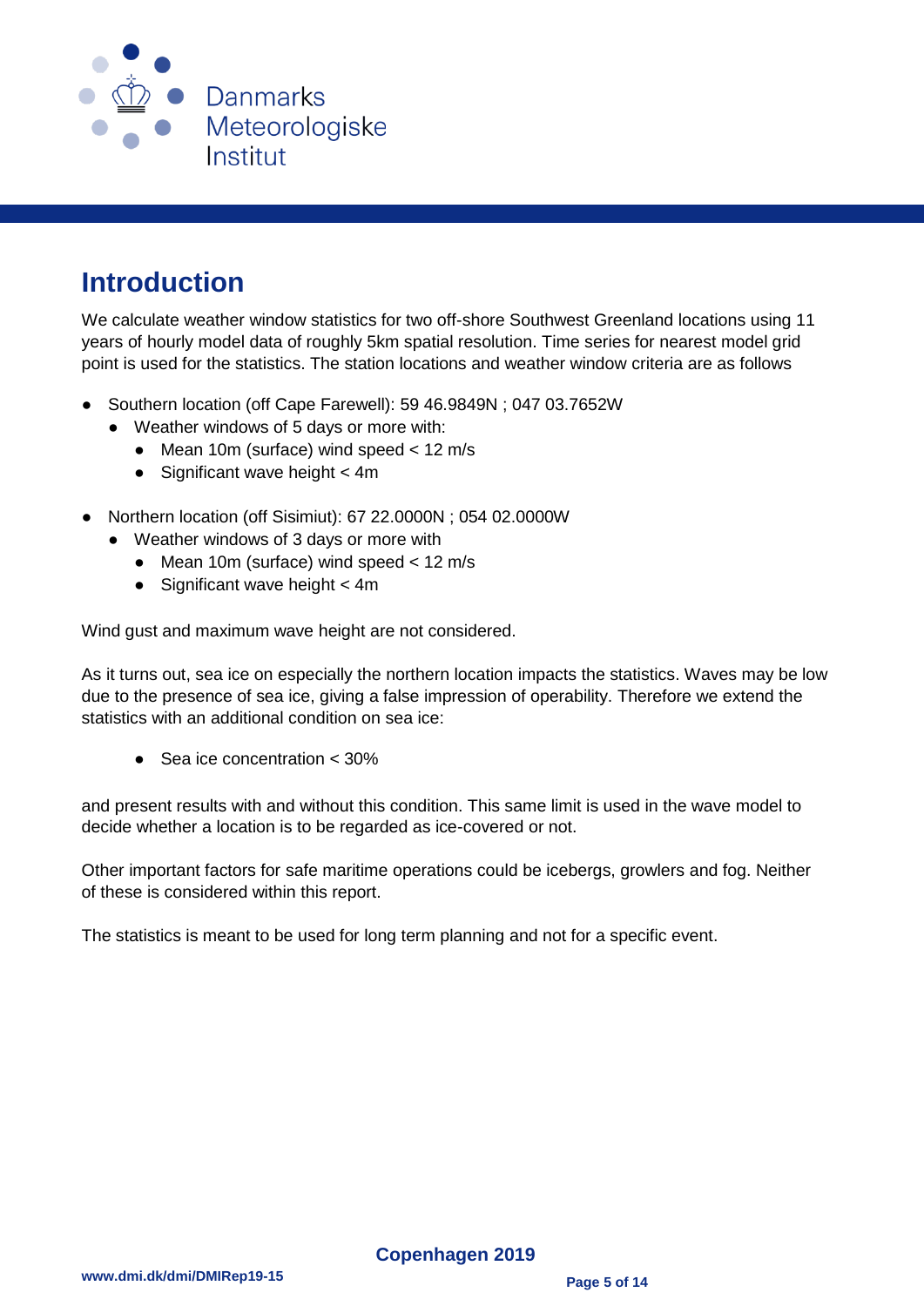# Introduction

We calculate weather window statistics for two off-shore Southwest Greenland locations using 11 years of hourly model data of roughly 5km spatial resolution. Time series for nearest model grid point is used for the statistics. The station locations and weather window criteria are as follows

- Southern location (off Cape Farewell): 59 46.9849N ; 047 03.7652W
    - Weather windows of 5 days or more with:
        - Mean 10m (surface) wind speed < 12 m/s
        - Significant wave height < 4m

- Northern location (off Sisimiut): 67 22.0000N ; 054 02.0000W
    - Weather windows of 3 days or more with
        - Mean 10m (surface) wind speed < 12 m/s
        - Significant wave height < 4m

Wind gust and maximum wave height are not considered.

As it turns out, sea ice on especially the northern location impacts the statistics. Waves may be low due to the presence of sea ice, giving a false impression of operability. Therefore we extend the statistics with an additional condition on sea ice:

- Sea ice concentration < 30%

and present results with and without this condition. This same limit is used in the wave model to decide whether a location is to be regarded as ice-covered or not.

Other important factors for safe maritime operations could be icebergs, growlers and fog. Neither of these is considered within this report.

The statistics is meant to be used for long term planning and not for a specific event.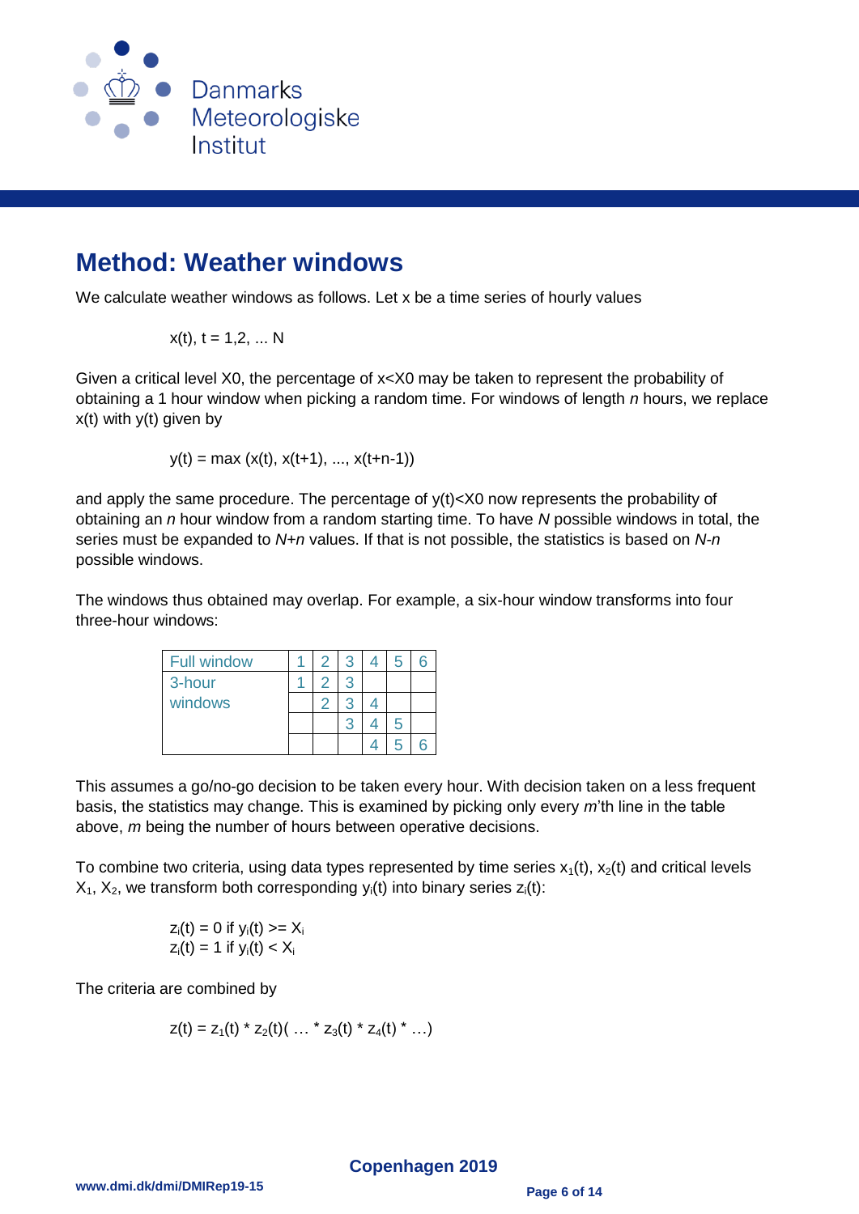# Method: Weather windows

We calculate weather windows as follows. Let x be a time series of hourly values

$$x(t),\ t = 1,2, \ldots N$$

Given a critical level X0, the percentage of x<X0 may be taken to represent the probability of obtaining a 1 hour window when picking a random time. For windows of length *n* hours, we replace x(t) with y(t) given by

$$y(t) = \max(x(t), x(t+1), \ldots, x(t+n-1))$$

and apply the same procedure. The percentage of y(t)<X0 now represents the probability of obtaining an *n* hour window from a random starting time. To have *N* possible windows in total, the series must be expanded to *N+n* values. If that is not possible, the statistics is based on *N-n* possible windows.

The windows thus obtained may overlap. For example, a six-hour window transforms into four three-hour windows:

| Full window | 1 | 2 | 3 | 4 | 5 | 6 |
|---|---|---|---|---|---|---|
| 3-hour windows | 1 | 2 | 3 | | | |
| | | 2 | 3 | 4 | | |
| | | | 3 | 4 | 5 | |
| | | | | 4 | 5 | 6 |

This assumes a go/no-go decision to be taken every hour. With decision taken on a less frequent basis, the statistics may change. This is examined by picking only every *m*'th line in the table above, *m* being the number of hours between operative decisions.

To combine two criteria, using data types represented by time series $x_1(t)$, $x_2(t)$ and critical levels $X_1$, $X_2$, we transform both corresponding $y_i(t)$ into binary series $z_i(t)$:

$$z_i(t) = 0 \text{ if } y_i(t) >= X_i$$
$$z_i(t) = 1 \text{ if } y_i(t) < X_i$$

The criteria are combined by

$$z(t) = z_1(t) * z_2(t)( \ldots * z_3(t) * z_4(t) * \ldots)$$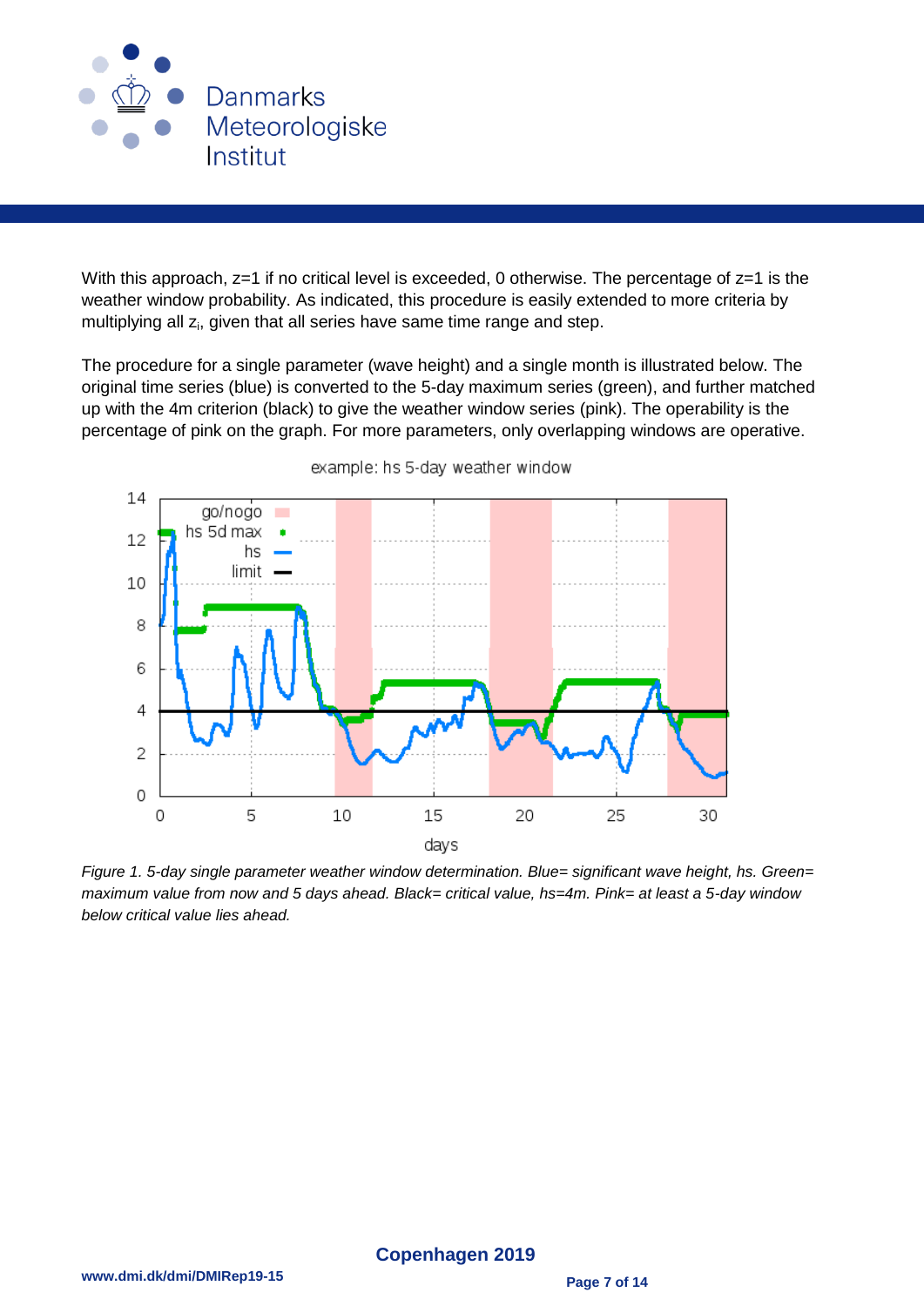With this approach, z=1 if no critical level is exceeded, 0 otherwise. The percentage of z=1 is the weather window probability. As indicated, this procedure is easily extended to more criteria by multiplying all $z_i$, given that all series have same time range and step.

The procedure for a single parameter (wave height) and a single month is illustrated below. The original time series (blue) is converted to the 5-day maximum series (green), and further matched up with the 4m criterion (black) to give the weather window series (pink). The operability is the percentage of pink on the graph. For more parameters, only overlapping windows are operative.

*Figure 1. 5-day single parameter weather window determination. Blue= significant wave height, hs. Green= maximum value from now and 5 days ahead. Black= critical value, hs=4m. Pink= at least a 5-day window below critical value lies ahead.*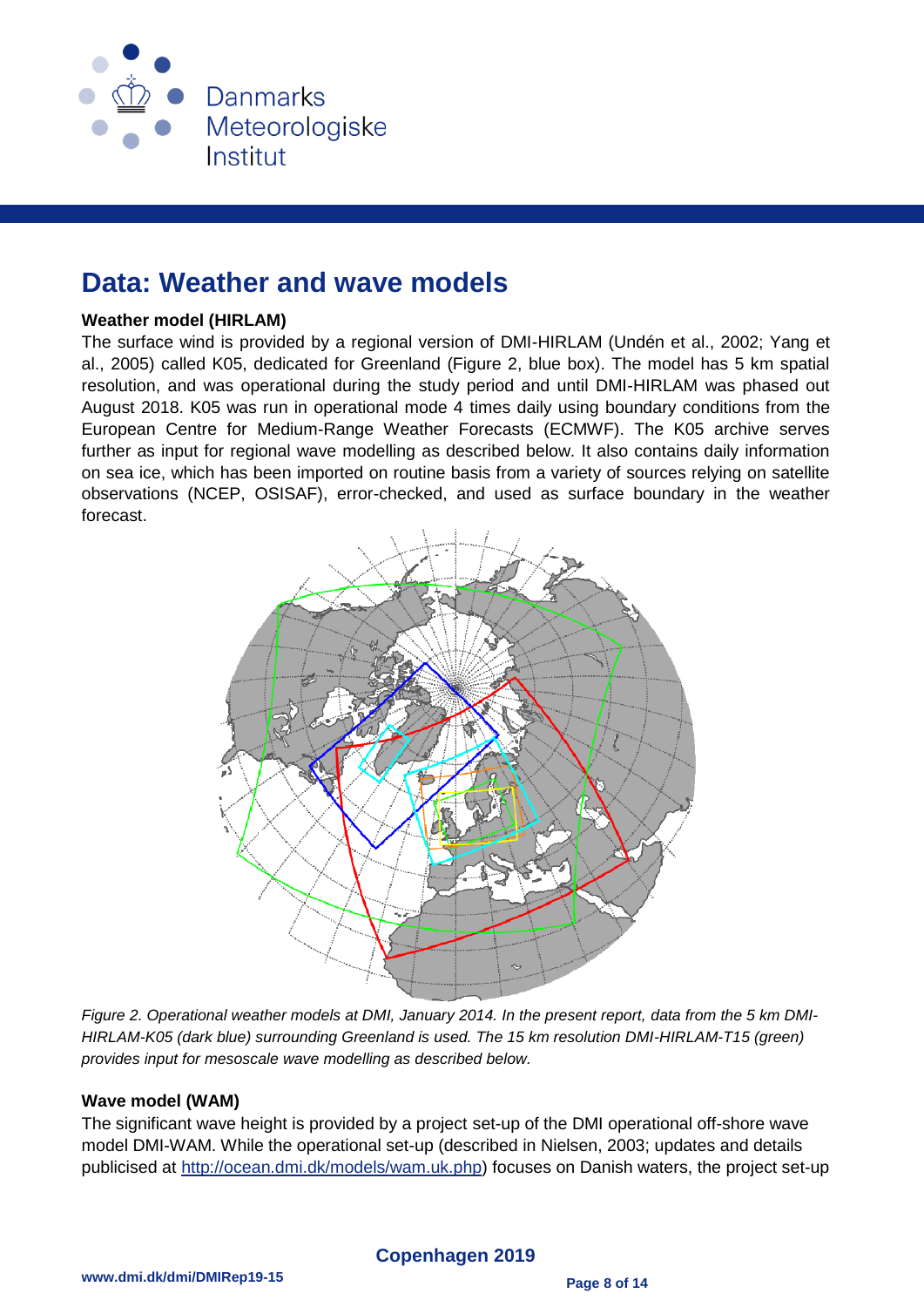## Data: Weather and wave models

**Weather model (HIRLAM)**

The surface wind is provided by a regional version of DMI-HIRLAM (Undén et al., 2002; Yang et al., 2005) called K05, dedicated for Greenland (Figure 2, blue box). The model has 5 km spatial resolution, and was operational during the study period and until DMI-HIRLAM was phased out August 2018. K05 was run in operational mode 4 times daily using boundary conditions from the European Centre for Medium-Range Weather Forecasts (ECMWF). The K05 archive serves further as input for regional wave modelling as described below. It also contains daily information on sea ice, which has been imported on routine basis from a variety of sources relying on satellite observations (NCEP, OSISAF), error-checked, and used as surface boundary in the weather forecast.

*Figure 2. Operational weather models at DMI, January 2014. In the present report, data from the 5 km DMI-HIRLAM-K05 (dark blue) surrounding Greenland is used. The 15 km resolution DMI-HIRLAM-T15 (green) provides input for mesoscale wave modelling as described below.*

**Wave model (WAM)**

The significant wave height is provided by a project set-up of the DMI operational off-shore wave model DMI-WAM. While the operational set-up (described in Nielsen, 2003; updates and details publicised at http://ocean.dmi.dk/models/wam.uk.php) focuses on Danish waters, the project set-up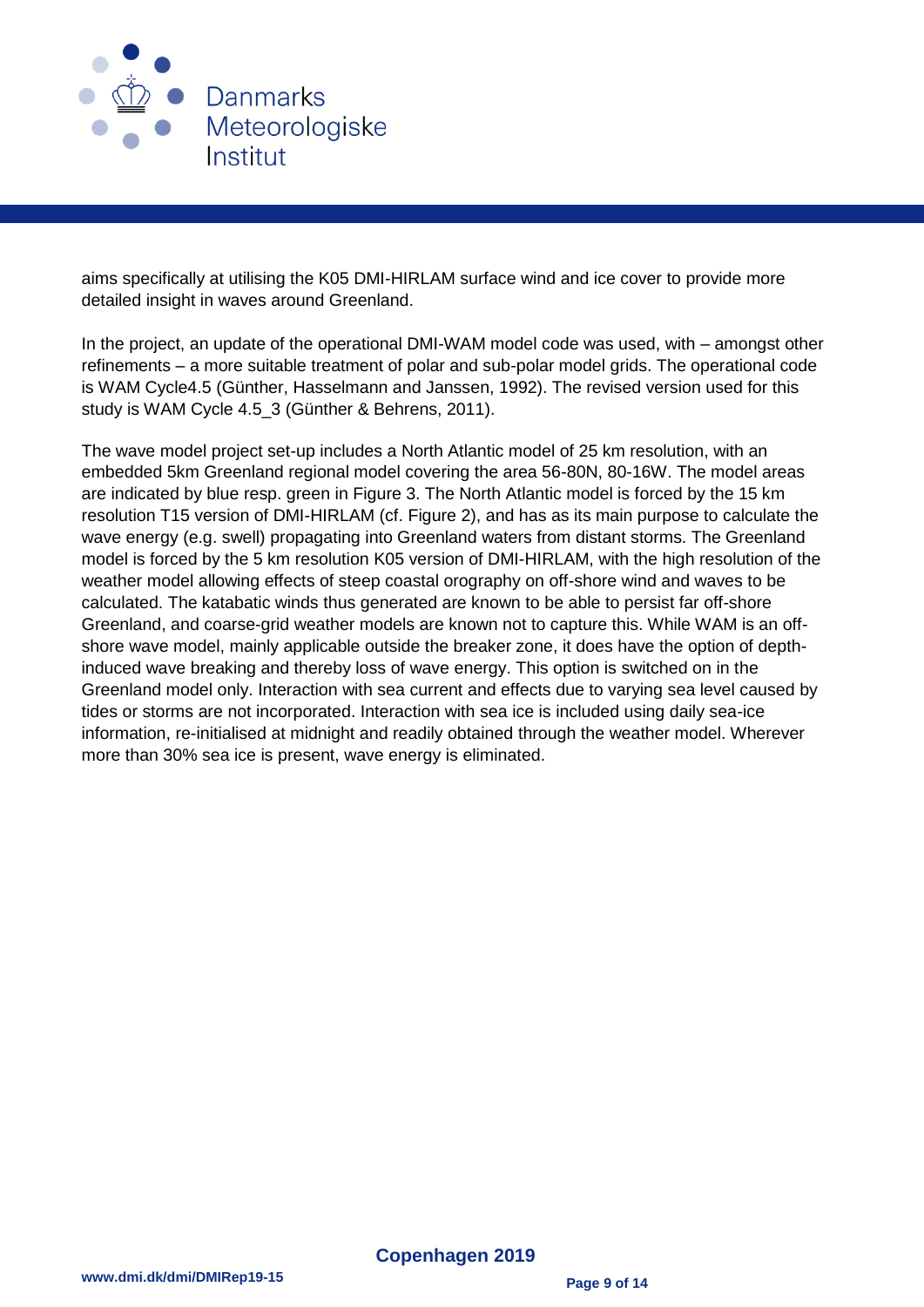aims specifically at utilising the K05 DMI-HIRLAM surface wind and ice cover to provide more detailed insight in waves around Greenland.

In the project, an update of the operational DMI-WAM model code was used, with – amongst other refinements – a more suitable treatment of polar and sub-polar model grids. The operational code is WAM Cycle4.5 (Günther, Hasselmann and Janssen, 1992). The revised version used for this study is WAM Cycle 4.5_3 (Günther & Behrens, 2011).

The wave model project set-up includes a North Atlantic model of 25 km resolution, with an embedded 5km Greenland regional model covering the area 56-80N, 80-16W. The model areas are indicated by blue resp. green in Figure 3. The North Atlantic model is forced by the 15 km resolution T15 version of DMI-HIRLAM (cf. Figure 2), and has as its main purpose to calculate the wave energy (e.g. swell) propagating into Greenland waters from distant storms. The Greenland model is forced by the 5 km resolution K05 version of DMI-HIRLAM, with the high resolution of the weather model allowing effects of steep coastal orography on off-shore wind and waves to be calculated. The katabatic winds thus generated are known to be able to persist far off-shore Greenland, and coarse-grid weather models are known not to capture this. While WAM is an off-shore wave model, mainly applicable outside the breaker zone, it does have the option of depth-induced wave breaking and thereby loss of wave energy. This option is switched on in the Greenland model only. Interaction with sea current and effects due to varying sea level caused by tides or storms are not incorporated. Interaction with sea ice is included using daily sea-ice information, re-initialised at midnight and readily obtained through the weather model. Wherever more than 30% sea ice is present, wave energy is eliminated.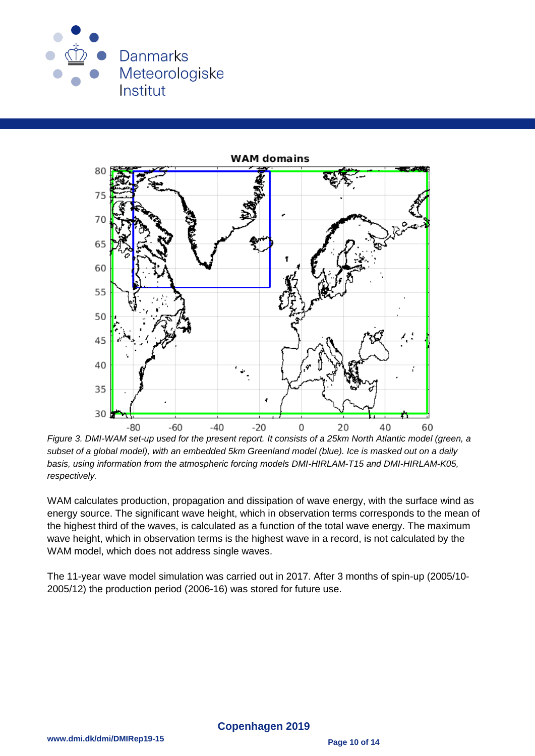*Figure 3. DMI-WAM set-up used for the present report. It consists of a 25km North Atlantic model (green, a subset of a global model), with an embedded 5km Greenland model (blue). Ice is masked out on a daily basis, using information from the atmospheric forcing models DMI-HIRLAM-T15 and DMI-HIRLAM-K05, respectively.*

WAM calculates production, propagation and dissipation of wave energy, with the surface wind as energy source. The significant wave height, which in observation terms corresponds to the mean of the highest third of the waves, is calculated as a function of the total wave energy. The maximum wave height, which in observation terms is the highest wave in a record, is not calculated by the WAM model, which does not address single waves.

The 11-year wave model simulation was carried out in 2017. After 3 months of spin-up (2005/10-2005/12) the production period (2006-16) was stored for future use.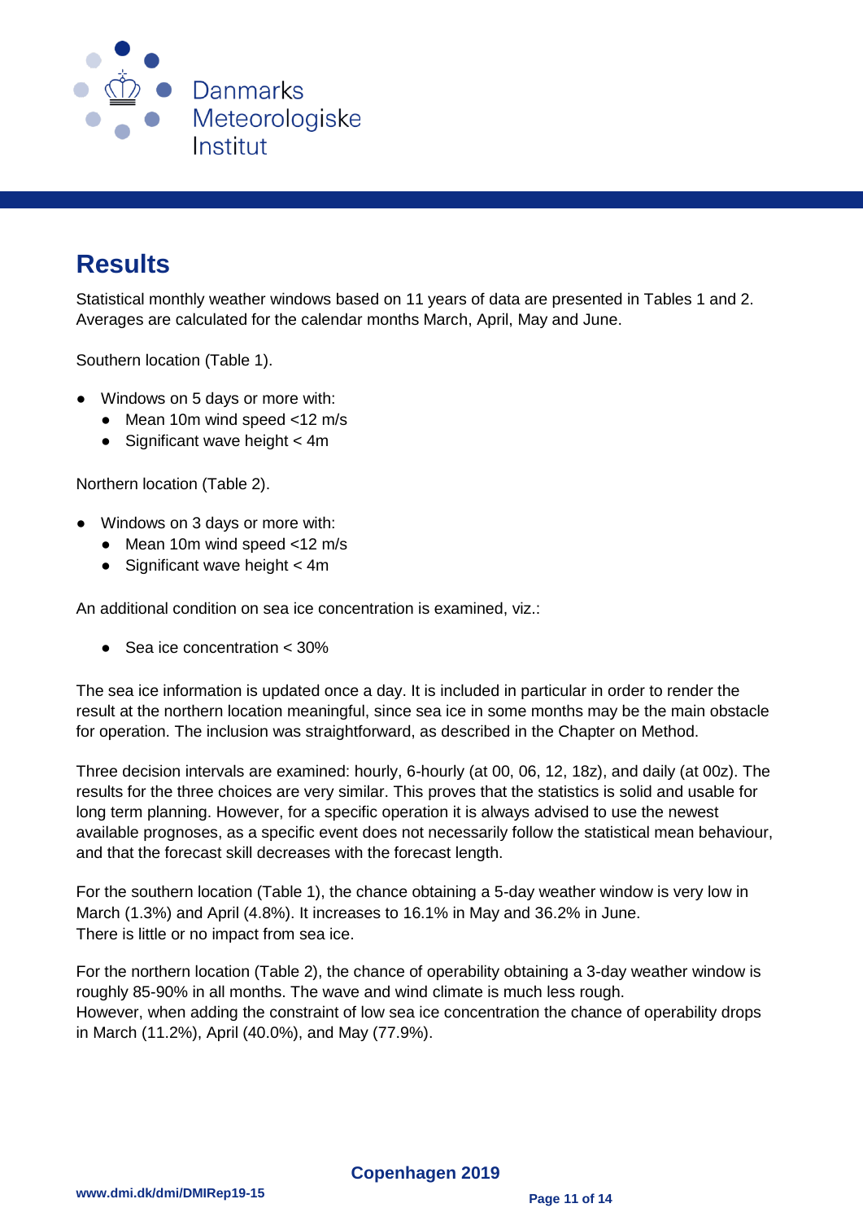# Results

Statistical monthly weather windows based on 11 years of data are presented in Tables 1 and 2. Averages are calculated for the calendar months March, April, May and June.

Southern location (Table 1).

- Windows on 5 days or more with:
  - Mean 10m wind speed <12 m/s
  - Significant wave height < 4m

Northern location (Table 2).

- Windows on 3 days or more with:
  - Mean 10m wind speed <12 m/s
  - Significant wave height < 4m

An additional condition on sea ice concentration is examined, viz.:

- Sea ice concentration < 30%

The sea ice information is updated once a day. It is included in particular in order to render the result at the northern location meaningful, since sea ice in some months may be the main obstacle for operation. The inclusion was straightforward, as described in the Chapter on Method.

Three decision intervals are examined: hourly, 6-hourly (at 00, 06, 12, 18z), and daily (at 00z). The results for the three choices are very similar. This proves that the statistics is solid and usable for long term planning. However, for a specific operation it is always advised to use the newest available prognoses, as a specific event does not necessarily follow the statistical mean behaviour, and that the forecast skill decreases with the forecast length.

For the southern location (Table 1), the chance obtaining a 5-day weather window is very low in March (1.3%) and April (4.8%). It increases to 16.1% in May and 36.2% in June.
There is little or no impact from sea ice.

For the northern location (Table 2), the chance of operability obtaining a 3-day weather window is roughly 85-90% in all months. The wave and wind climate is much less rough.
However, when adding the constraint of low sea ice concentration the chance of operability drops in March (11.2%), April (40.0%), and May (77.9%).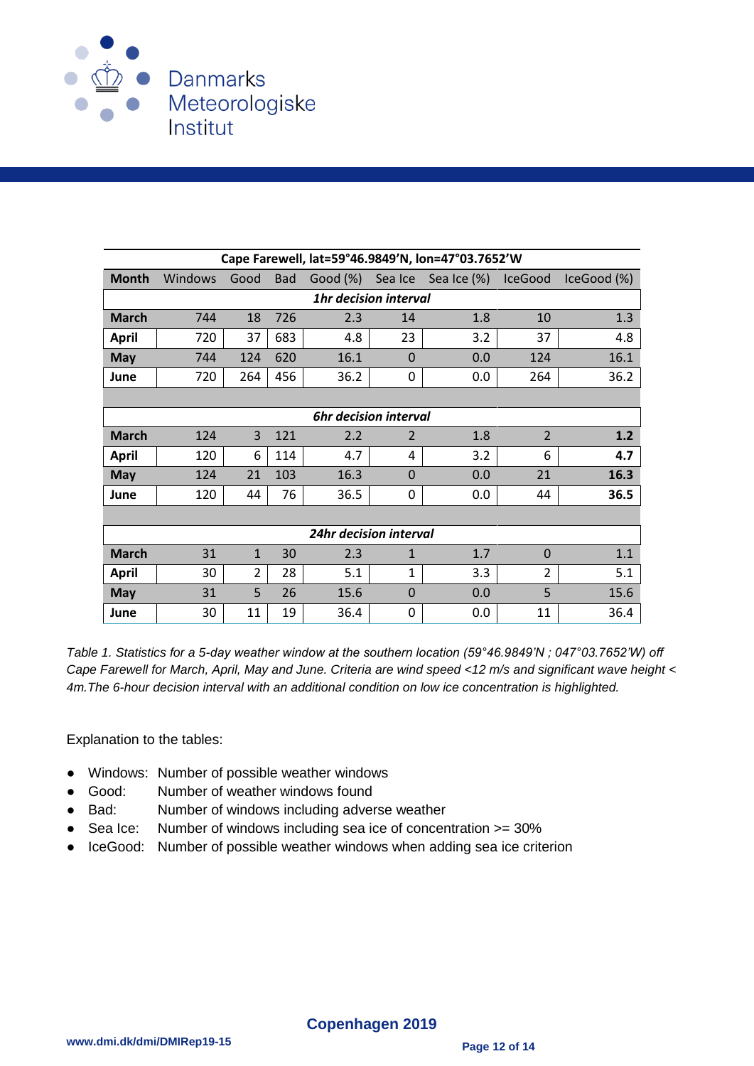| Cape Farewell, lat=59°46.9849'N, lon=47°03.7652'W | | | | | | | | |
|---|---|---|---|---|---|---|---|---|
| **Month** | Windows | Good | Bad | Good (%) | Sea Ice | Sea Ice (%) | IceGood | IceGood (%) |
| | | | | ***1hr decision interval*** | | | | |
| **March** | 744 | 18 | 726 | 2.3 | 14 | 1.8 | 10 | 1.3 |
| **April** | 720 | 37 | 683 | 4.8 | 23 | 3.2 | 37 | 4.8 |
| **May** | 744 | 124 | 620 | 16.1 | 0 | 0.0 | 124 | 16.1 |
| **June** | 720 | 264 | 456 | 36.2 | 0 | 0.0 | 264 | 36.2 |
| | | | | ***6hr decision interval*** | | | | |
| **March** | 124 | 3 | 121 | 2.2 | 2 | 1.8 | 2 | **1.2** |
| **April** | 120 | 6 | 114 | 4.7 | 4 | 3.2 | 6 | **4.7** |
| **May** | 124 | 21 | 103 | 16.3 | 0 | 0.0 | 21 | **16.3** |
| **June** | 120 | 44 | 76 | 36.5 | 0 | 0.0 | 44 | **36.5** |
| | | | | ***24hr decision interval*** | | | | |
| **March** | 31 | 1 | 30 | 2.3 | 1 | 1.7 | 0 | 1.1 |
| **April** | 30 | 2 | 28 | 5.1 | 1 | 3.3 | 2 | 5.1 |
| **May** | 31 | 5 | 26 | 15.6 | 0 | 0.0 | 5 | 15.6 |
| **June** | 30 | 11 | 19 | 36.4 | 0 | 0.0 | 11 | 36.4 |

*Table 1. Statistics for a 5-day weather window at the southern location (59°46.9849'N ; 047°03.7652'W) off Cape Farewell for March, April, May and June. Criteria are wind speed <12 m/s and significant wave height < 4m.The 6-hour decision interval with an additional condition on low ice concentration is highlighted.*

Explanation to the tables:

- Windows: Number of possible weather windows
- Good: Number of weather windows found
- Bad: Number of windows including adverse weather
- Sea Ice: Number of windows including sea ice of concentration >= 30%
- IceGood: Number of possible weather windows when adding sea ice criterion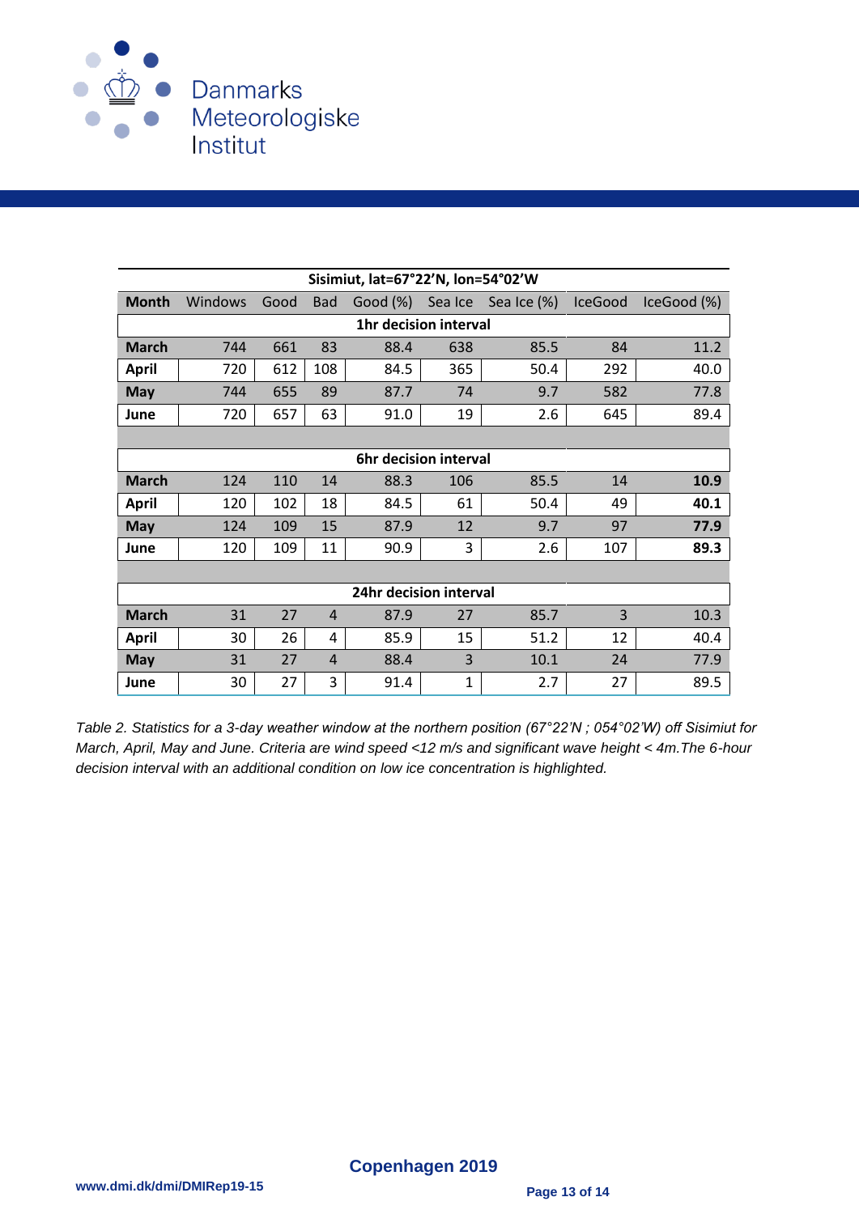| Sisimiut, lat=67°22'N, lon=54°02'W | | | | | | | | |
|---|---|---|---|---|---|---|---|---|
| **Month** | Windows | Good | Bad | Good (%) | Sea Ice | Sea Ice (%) | IceGood | IceGood (%) |
| | | | | **1hr decision interval** | | | | |
| **March** | 744 | 661 | 83 | 88.4 | 638 | 85.5 | 84 | 11.2 |
| **April** | 720 | 612 | 108 | 84.5 | 365 | 50.4 | 292 | 40.0 |
| **May** | 744 | 655 | 89 | 87.7 | 74 | 9.7 | 582 | 77.8 |
| **June** | 720 | 657 | 63 | 91.0 | 19 | 2.6 | 645 | 89.4 |
| | | | | **6hr decision interval** | | | | |
| **March** | 124 | 110 | 14 | 88.3 | 106 | 85.5 | 14 | **10.9** |
| **April** | 120 | 102 | 18 | 84.5 | 61 | 50.4 | 49 | **40.1** |
| **May** | 124 | 109 | 15 | 87.9 | 12 | 9.7 | 97 | **77.9** |
| **June** | 120 | 109 | 11 | 90.9 | 3 | 2.6 | 107 | **89.3** |
| | | | | **24hr decision interval** | | | | |
| **March** | 31 | 27 | 4 | 87.9 | 27 | 85.7 | 3 | 10.3 |
| **April** | 30 | 26 | 4 | 85.9 | 15 | 51.2 | 12 | 40.4 |
| **May** | 31 | 27 | 4 | 88.4 | 3 | 10.1 | 24 | 77.9 |
| **June** | 30 | 27 | 3 | 91.4 | 1 | 2.7 | 27 | 89.5 |

*Table 2. Statistics for a 3-day weather window at the northern position (67°22'N ; 054°02'W) off Sisimiut for March, April, May and June. Criteria are wind speed <12 m/s and significant wave height < 4m.The 6-hour decision interval with an additional condition on low ice concentration is highlighted.*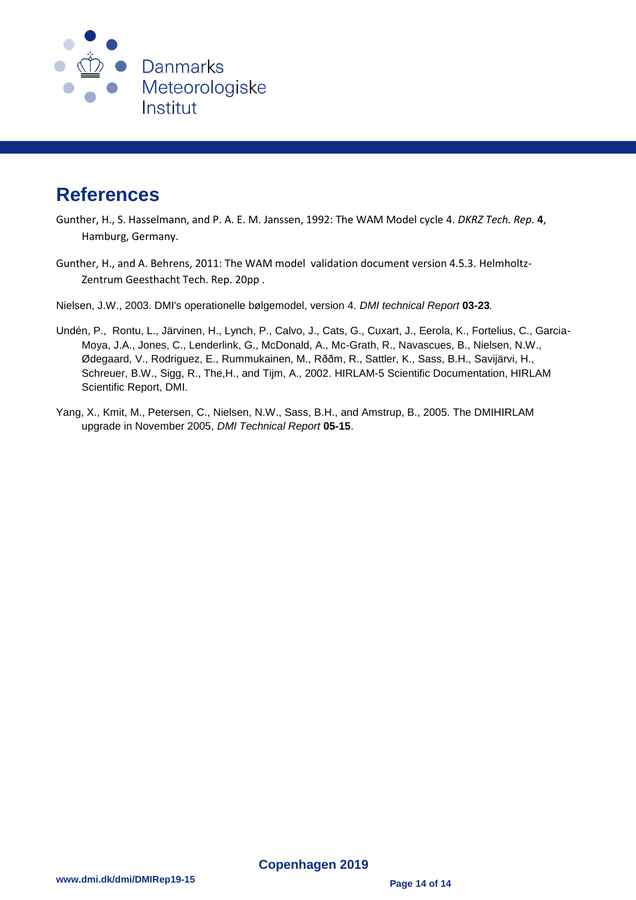# References

Gunther, H., S. Hasselmann, and P. A. E. M. Janssen, 1992: The WAM Model cycle 4. *DKRZ Tech. Rep.* **4**, Hamburg, Germany.

Gunther, H., and A. Behrens, 2011: The WAM model validation document version 4.5.3. Helmholtz-Zentrum Geesthacht Tech. Rep. 20pp .

Nielsen, J.W., 2003. DMI's operationelle bølgemodel, version 4. *DMI technical Report* **03-23**.

Undén, P., Rontu, L., Järvinen, H., Lynch, P., Calvo, J., Cats, G., Cuxart, J., Eerola, K., Fortelius, C., Garcia-Moya, J.A., Jones, C., Lenderlink, G., McDonald, A., Mc-Grath, R., Navascues, B., Nielsen, N.W., Ødegaard, V., Rodriguez, E., Rummukainen, M., Rððm, R., Sattler, K., Sass, B.H., Savijärvi, H., Schreuer, B.W., Sigg, R., The,H., and Tijm, A., 2002. HIRLAM-5 Scientific Documentation, HIRLAM Scientific Report, DMI.

Yang, X., Kmit, M., Petersen, C., Nielsen, N.W., Sass, B.H., and Amstrup, B., 2005. The DMIHIRLAM upgrade in November 2005, *DMI Technical Report* **05-15**.